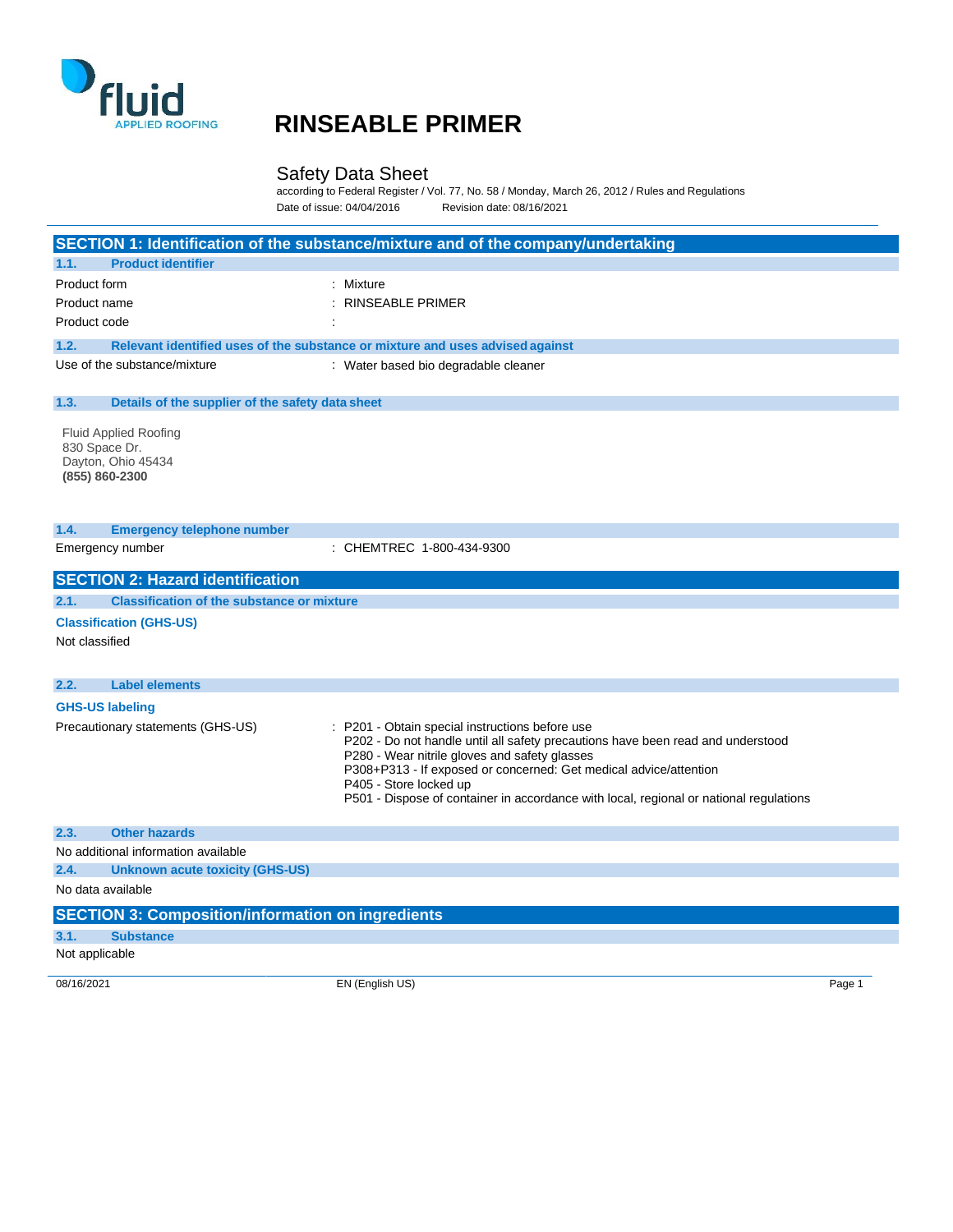# RINSEABLE PRIMER

## Safety Data Sheet

according to Federal Register / Vol. 77, No. 58 / Monday, March 26, 2012 / Rules and Regulations

Date of issue: 04/04/2016    Revision date: 08/16/2021

## SECTION 1: Identification of the substance/mixture and of the company/undertaking

### 1.1. Product identifier

| | |
|---|---|
| Product form | : Mixture |
| Product name | : RINSEABLE PRIMER |
| Product code | : |

### 1.2. Relevant identified uses of the substance or mixture and uses advised against

| | |
|---|---|
| Use of the substance/mixture | : Water based bio degradable cleaner |

### 1.3. Details of the supplier of the safety data sheet

Fluid Applied Roofing
830 Space Dr.
Dayton, Ohio 45434
**(855) 860-2300**

### 1.4. Emergency telephone number

| | |
|---|---|
| Emergency number | : CHEMTREC 1-800-434-9300 |

## SECTION 2: Hazard identification

### 2.1. Classification of the substance or mixture

**Classification (GHS-US)**

Not classified

### 2.2. Label elements

**GHS-US labeling**

Precautionary statements (GHS-US) :
- P201 - Obtain special instructions before use
- P202 - Do not handle until all safety precautions have been read and understood
- P280 - Wear nitrile gloves and safety glasses
- P308+P313 - If exposed or concerned: Get medical advice/attention
- P405 - Store locked up
- P501 - Dispose of container in accordance with local, regional or national regulations

### 2.3. Other hazards

No additional information available

### 2.4. Unknown acute toxicity (GHS-US)

No data available

## SECTION 3: Composition/information on ingredients

### 3.1. Substance

Not applicable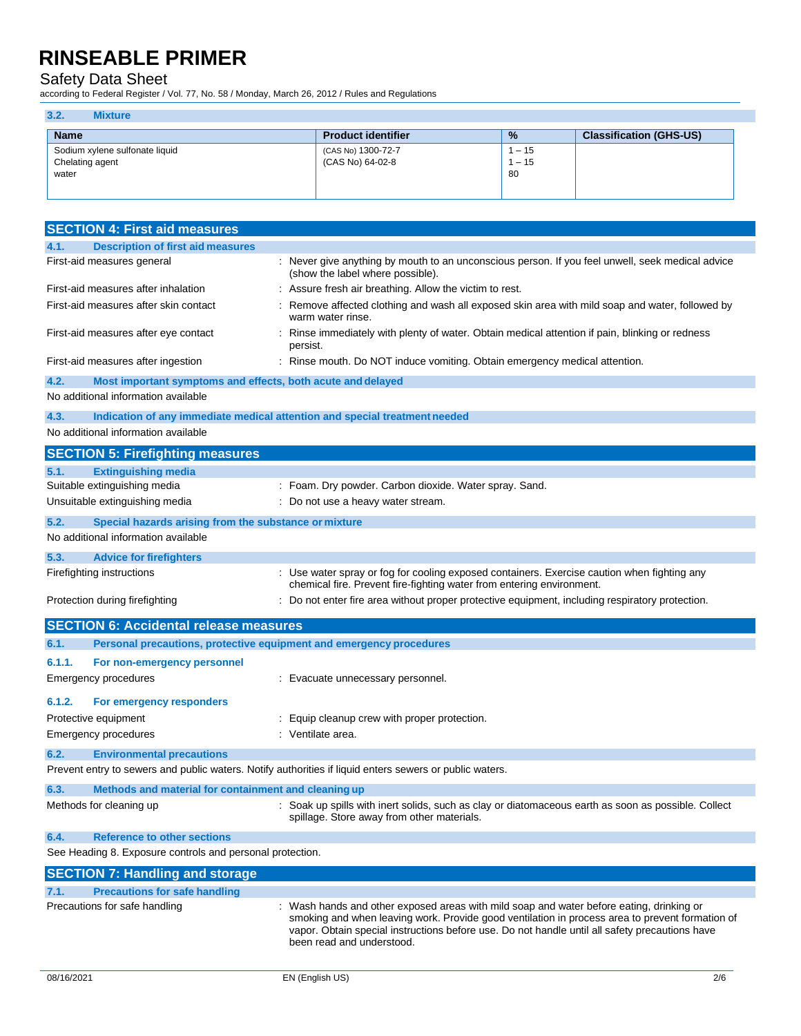### 3.2. Mixture

| Name | Product identifier | % | Classification (GHS-US) |
|---|---|---|---|
| Sodium xylene sulfonate liquid | (CAS No) 1300-72-7 | 1 – 15 | |
| Chelating agent | (CAS No) 64-02-8 | 1 – 15 | |
| water | | 80 | |

## SECTION 4: First aid measures

### 4.1. Description of first aid measures

First-aid measures general : Never give anything by mouth to an unconscious person. If you feel unwell, seek medical advice (show the label where possible).

First-aid measures after inhalation : Assure fresh air breathing. Allow the victim to rest.

First-aid measures after skin contact : Remove affected clothing and wash all exposed skin area with mild soap and water, followed by warm water rinse.

First-aid measures after eye contact : Rinse immediately with plenty of water. Obtain medical attention if pain, blinking or redness persist.

First-aid measures after ingestion : Rinse mouth. Do NOT induce vomiting. Obtain emergency medical attention.

### 4.2. Most important symptoms and effects, both acute and delayed

No additional information available

### 4.3. Indication of any immediate medical attention and special treatment needed

No additional information available

## SECTION 5: Firefighting measures

### 5.1. Extinguishing media

Suitable extinguishing media : Foam. Dry powder. Carbon dioxide. Water spray. Sand.

Unsuitable extinguishing media : Do not use a heavy water stream.

### 5.2. Special hazards arising from the substance or mixture

No additional information available

### 5.3. Advice for firefighters

Firefighting instructions : Use water spray or fog for cooling exposed containers. Exercise caution when fighting any chemical fire. Prevent fire-fighting water from entering environment.

Protection during firefighting : Do not enter fire area without proper protective equipment, including respiratory protection.

## SECTION 6: Accidental release measures

### 6.1. Personal precautions, protective equipment and emergency procedures

#### 6.1.1. For non-emergency personnel

Emergency procedures : Evacuate unnecessary personnel.

#### 6.1.2. For emergency responders

Protective equipment : Equip cleanup crew with proper protection.

Emergency procedures : Ventilate area.

### 6.2. Environmental precautions

Prevent entry to sewers and public waters. Notify authorities if liquid enters sewers or public waters.

### 6.3. Methods and material for containment and cleaning up

Methods for cleaning up : Soak up spills with inert solids, such as clay or diatomaceous earth as soon as possible. Collect spillage. Store away from other materials.

### 6.4. Reference to other sections

See Heading 8. Exposure controls and personal protection.

## SECTION 7: Handling and storage

### 7.1. Precautions for safe handling

Precautions for safe handling : Wash hands and other exposed areas with mild soap and water before eating, drinking or smoking and when leaving work. Provide good ventilation in process area to prevent formation of vapor. Obtain special instructions before use. Do not handle until all safety precautions have been read and understood.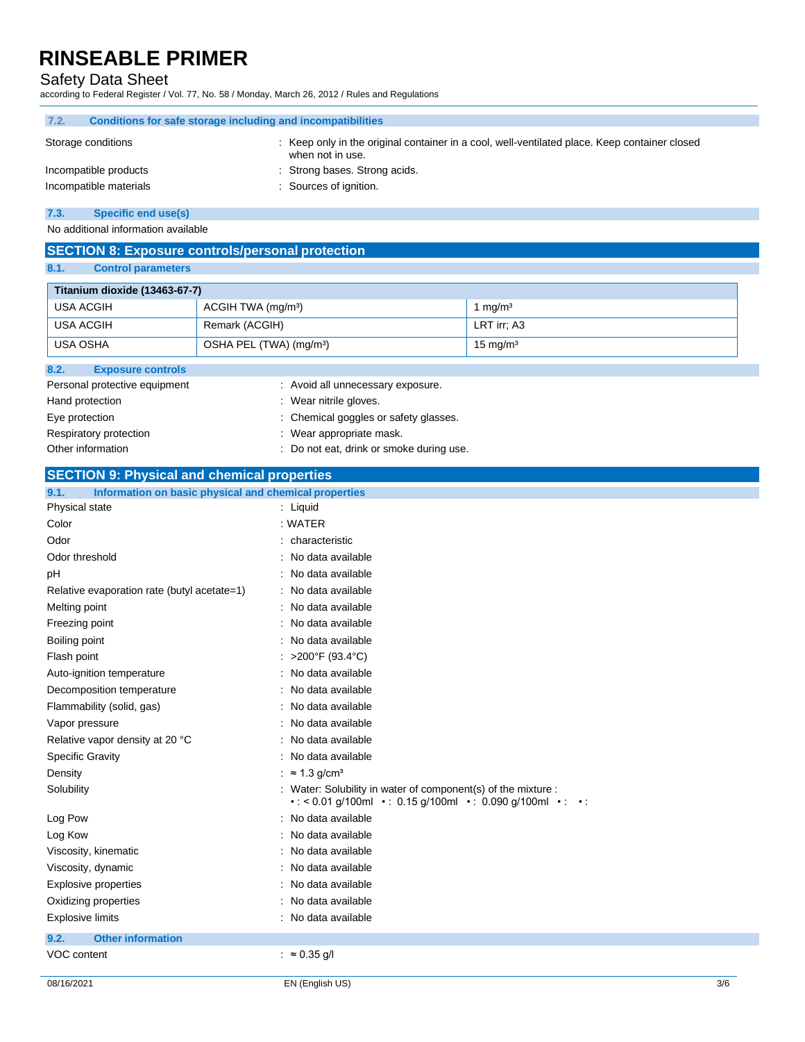### 7.2. Conditions for safe storage including and incompatibilities

| | |
|---|---|
| Storage conditions | : Keep only in the original container in a cool, well-ventilated place. Keep container closed when not in use. |
| Incompatible products | : Strong bases. Strong acids. |
| Incompatible materials | : Sources of ignition. |

### 7.3. Specific end use(s)

No additional information available

## SECTION 8: Exposure controls/personal protection

### 8.1. Control parameters

| Titanium dioxide (13463-67-7) | | |
|---|---|---|
| USA ACGIH | ACGIH TWA (mg/m³) | 1 mg/m³ |
| USA ACGIH | Remark (ACGIH) | LRT irr; A3 |
| USA OSHA | OSHA PEL (TWA) (mg/m³) | 15 mg/m³ |

### 8.2. Exposure controls

| | |
|---|---|
| Personal protective equipment | : Avoid all unnecessary exposure. |
| Hand protection | : Wear nitrile gloves. |
| Eye protection | : Chemical goggles or safety glasses. |
| Respiratory protection | : Wear appropriate mask. |
| Other information | : Do not eat, drink or smoke during use. |

## SECTION 9: Physical and chemical properties

### 9.1. Information on basic physical and chemical properties

| | |
|---|---|
| Physical state | : Liquid |
| Color | : WATER |
| Odor | : characteristic |
| Odor threshold | : No data available |
| pH | : No data available |
| Relative evaporation rate (butyl acetate=1) | : No data available |
| Melting point | : No data available |
| Freezing point | : No data available |
| Boiling point | : No data available |
| Flash point | : >200°F (93.4°C) |
| Auto-ignition temperature | : No data available |
| Decomposition temperature | : No data available |
| Flammability (solid, gas) | : No data available |
| Vapor pressure | : No data available |
| Relative vapor density at 20 °C | : No data available |
| Specific Gravity | : No data available |
| Density | : ≈ 1.3 g/cm³ |
| Solubility | : Water: Solubility in water of component(s) of the mixture : • : < 0.01 g/100ml • : 0.15 g/100ml • : 0.090 g/100ml • : • : |
| Log Pow | : No data available |
| Log Kow | : No data available |
| Viscosity, kinematic | : No data available |
| Viscosity, dynamic | : No data available |
| Explosive properties | : No data available |
| Oxidizing properties | : No data available |
| Explosive limits | : No data available |

### 9.2. Other information

| | |
|---|---|
| VOC content | : ≈ 0.35 g/l |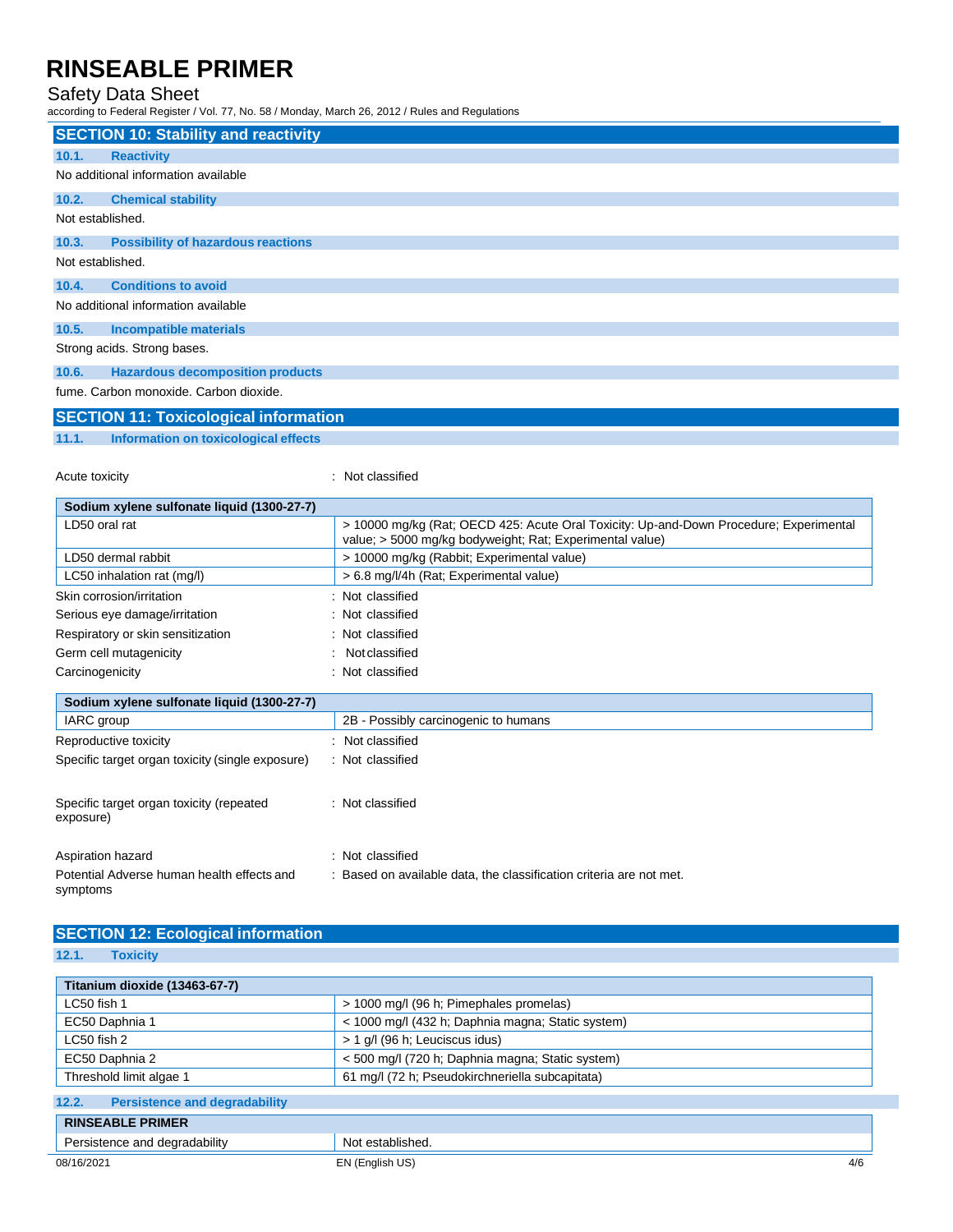## SECTION 10: Stability and reactivity

### 10.1. Reactivity

No additional information available

### 10.2. Chemical stability

Not established.

### 10.3. Possibility of hazardous reactions

Not established.

### 10.4. Conditions to avoid

No additional information available

### 10.5. Incompatible materials

Strong acids. Strong bases.

### 10.6. Hazardous decomposition products

fume. Carbon monoxide. Carbon dioxide.

## SECTION 11: Toxicological information

### 11.1. Information on toxicological effects

Acute toxicity : Not classified

| Sodium xylene sulfonate liquid (1300-27-7) | |
|---|---|
| LD50 oral rat | > 10000 mg/kg (Rat; OECD 425: Acute Oral Toxicity: Up-and-Down Procedure; Experimental value; > 5000 mg/kg bodyweight; Rat; Experimental value) |
| LD50 dermal rabbit | > 10000 mg/kg (Rabbit; Experimental value) |
| LC50 inhalation rat (mg/l) | > 6.8 mg/l/4h (Rat; Experimental value) |

Skin corrosion/irritation : Not classified

Serious eye damage/irritation : Not classified

Respiratory or skin sensitization : Not classified

Germ cell mutagenicity : Not classified

Carcinogenicity : Not classified

| Sodium xylene sulfonate liquid (1300-27-7) | |
|---|---|
| IARC group | 2B - Possibly carcinogenic to humans |

Reproductive toxicity : Not classified

Specific target organ toxicity (single exposure) : Not classified

Specific target organ toxicity (repeated exposure) : Not classified

Aspiration hazard : Not classified

Potential Adverse human health effects and symptoms : Based on available data, the classification criteria are not met.

## SECTION 12: Ecological information

### 12.1. Toxicity

| Titanium dioxide (13463-67-7) | |
|---|---|
| LC50 fish 1 | > 1000 mg/l (96 h; Pimephales promelas) |
| EC50 Daphnia 1 | < 1000 mg/l (432 h; Daphnia magna; Static system) |
| LC50 fish 2 | > 1 g/l (96 h; Leuciscus idus) |
| EC50 Daphnia 2 | < 500 mg/l (720 h; Daphnia magna; Static system) |
| Threshold limit algae 1 | 61 mg/l (72 h; Pseudokirchneriella subcapitata) |

### 12.2. Persistence and degradability

| RINSEABLE PRIMER | |
|---|---|
| Persistence and degradability | Not established. |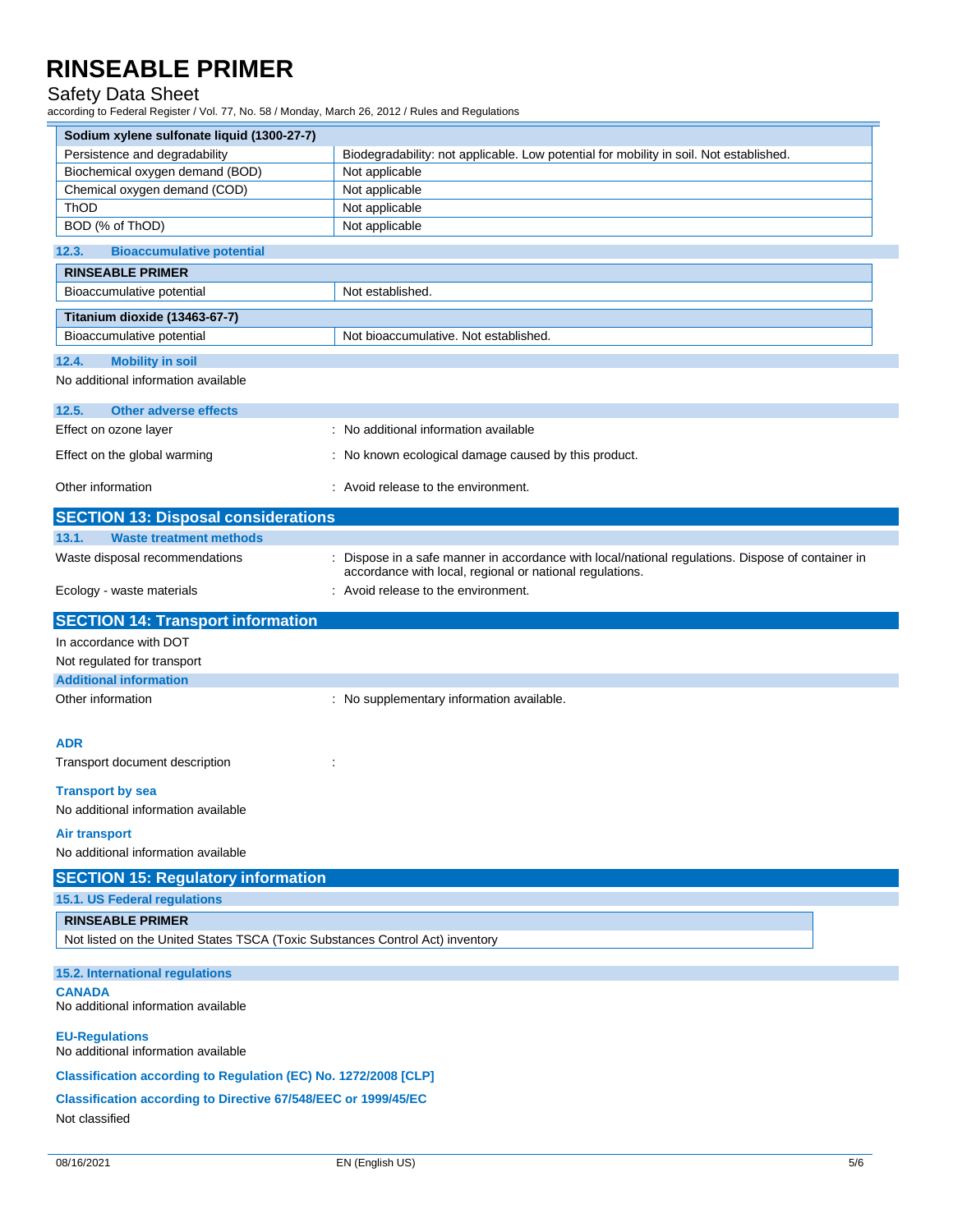| Sodium xylene sulfonate liquid (1300-27-7) | |
|---|---|
| Persistence and degradability | Biodegradability: not applicable. Low potential for mobility in soil. Not established. |
| Biochemical oxygen demand (BOD) | Not applicable |
| Chemical oxygen demand (COD) | Not applicable |
| ThOD | Not applicable |
| BOD (% of ThOD) | Not applicable |

### 12.3. Bioaccumulative potential

| RINSEABLE PRIMER | |
|---|---|
| Bioaccumulative potential | Not established. |

| Titanium dioxide (13463-67-7) | |
|---|---|
| Bioaccumulative potential | Not bioaccumulative. Not established. |

### 12.4. Mobility in soil

No additional information available

### 12.5. Other adverse effects

Effect on ozone layer : No additional information available

Effect on the global warming : No known ecological damage caused by this product.

Other information : Avoid release to the environment.

## SECTION 13: Disposal considerations

### 13.1. Waste treatment methods

Waste disposal recommendations : Dispose in a safe manner in accordance with local/national regulations. Dispose of container in accordance with local, regional or national regulations.

Ecology - waste materials : Avoid release to the environment.

## SECTION 14: Transport information

In accordance with DOT

Not regulated for transport

**Additional information**

Other information : No supplementary information available.

**ADR**

Transport document description :

**Transport by sea**

No additional information available

**Air transport**

No additional information available

## SECTION 15: Regulatory information

### 15.1. US Federal regulations

| RINSEABLE PRIMER |
|---|
| Not listed on the United States TSCA (Toxic Substances Control Act) inventory |

### 15.2. International regulations

**CANADA**

No additional information available

**EU-Regulations**

No additional information available

**Classification according to Regulation (EC) No. 1272/2008 [CLP]**

**Classification according to Directive 67/548/EEC or 1999/45/EC**

Not classified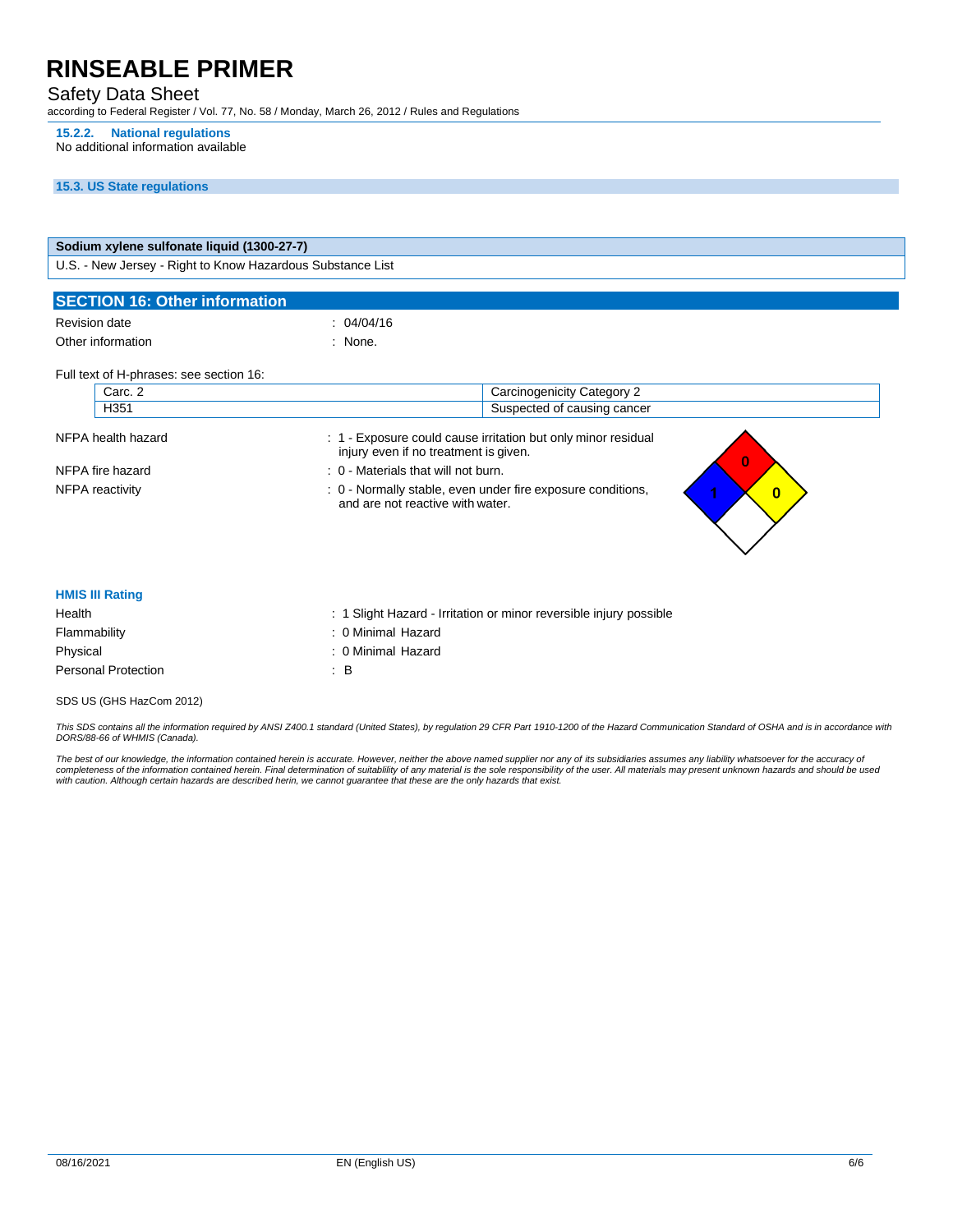#### 15.2.2. National regulations

No additional information available

### 15.3. US State regulations

| Sodium xylene sulfonate liquid (1300-27-7) |
|---|
| U.S. - New Jersey - Right to Know Hazardous Substance List |

## SECTION 16: Other information

Revision date : 04/04/16

Other information : None.

Full text of H-phrases: see section 16:

| | |
|---|---|
| Carc. 2 | Carcinogenicity Category 2 |
| H351 | Suspected of causing cancer |

NFPA health hazard : 1 - Exposure could cause irritation but only minor residual injury even if no treatment is given.

NFPA fire hazard : 0 - Materials that will not burn.

NFPA reactivity : 0 - Normally stable, even under fire exposure conditions, and are not reactive with water.

0

1

0

### HMIS III Rating

Health : 1 Slight Hazard - Irritation or minor reversible injury possible

Flammability : 0 Minimal Hazard

Physical : 0 Minimal Hazard

Personal Protection : B

SDS US (GHS HazCom 2012)

*This SDS contains all the information required by ANSI Z400.1 standard (United States), by regulation 29 CFR Part 1910-1200 of the Hazard Communication Standard of OSHA and is in accordance with DORS/88-66 of WHMIS (Canada).*

*The best of our knowledge, the information contained herein is accurate. However, neither the above named supplier nor any of its subsidiaries assumes any liability whatsoever for the accuracy of completeness of the information contained herein. Final determination of suitablility of any material is the sole responsibility of the user. All materials may present unknown hazards and should be used with caution. Although certain hazards are described herin, we cannot guarantee that these are the only hazards that exist.*